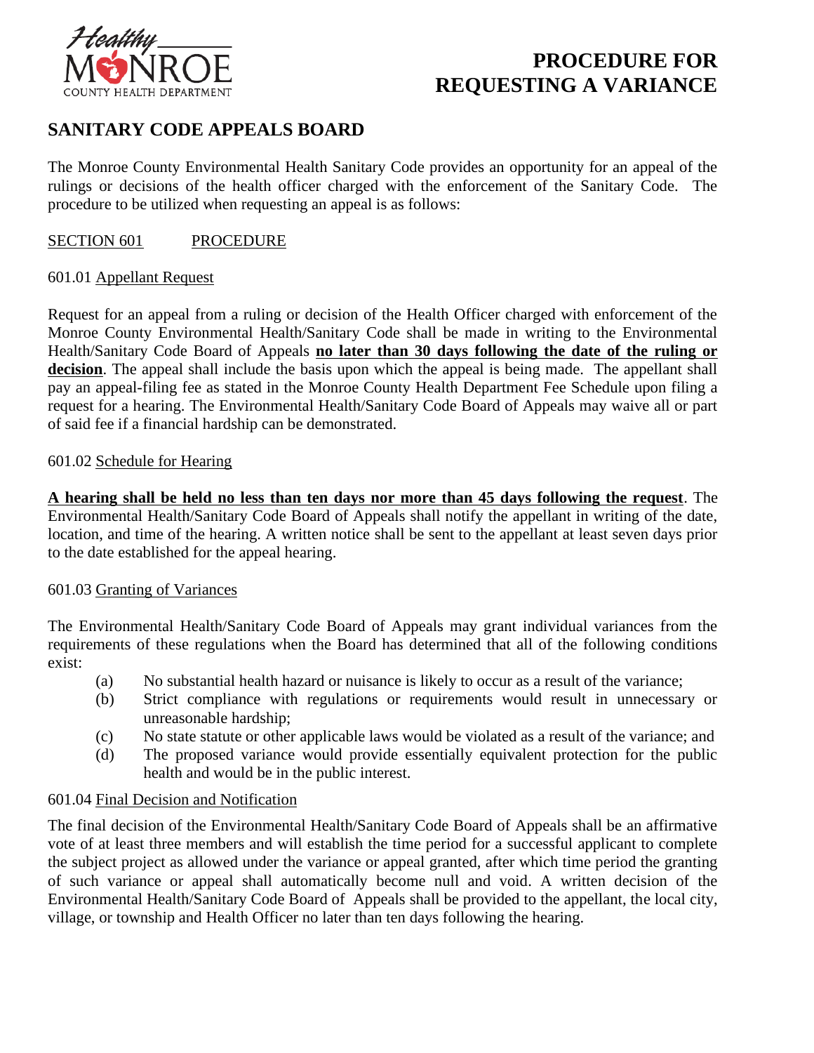Healthy Monroe County Health Department

# PROCEDURE FOR REQUESTING A VARIANCE

## SANITARY CODE APPEALS BOARD

The Monroe County Environmental Health Sanitary Code provides an opportunity for an appeal of the rulings or decisions of the health officer charged with the enforcement of the Sanitary Code. The procedure to be utilized when requesting an appeal is as follows:

### SECTION 601 PROCEDURE

601.01 Appellant Request

Request for an appeal from a ruling or decision of the Health Officer charged with enforcement of the Monroe County Environmental Health/Sanitary Code shall be made in writing to the Environmental Health/Sanitary Code Board of Appeals **no later than 30 days following the date of the ruling or decision**. The appeal shall include the basis upon which the appeal is being made. The appellant shall pay an appeal-filing fee as stated in the Monroe County Health Department Fee Schedule upon filing a request for a hearing. The Environmental Health/Sanitary Code Board of Appeals may waive all or part of said fee if a financial hardship can be demonstrated.

601.02 Schedule for Hearing

**A hearing shall be held no less than ten days nor more than 45 days following the request**. The Environmental Health/Sanitary Code Board of Appeals shall notify the appellant in writing of the date, location, and time of the hearing. A written notice shall be sent to the appellant at least seven days prior to the date established for the appeal hearing.

601.03 Granting of Variances

The Environmental Health/Sanitary Code Board of Appeals may grant individual variances from the requirements of these regulations when the Board has determined that all of the following conditions exist:

- (a) No substantial health hazard or nuisance is likely to occur as a result of the variance;
- (b) Strict compliance with regulations or requirements would result in unnecessary or unreasonable hardship;
- (c) No state statute or other applicable laws would be violated as a result of the variance; and
- (d) The proposed variance would provide essentially equivalent protection for the public health and would be in the public interest.

601.04 Final Decision and Notification

The final decision of the Environmental Health/Sanitary Code Board of Appeals shall be an affirmative vote of at least three members and will establish the time period for a successful applicant to complete the subject project as allowed under the variance or appeal granted, after which time period the granting of such variance or appeal shall automatically become null and void. A written decision of the Environmental Health/Sanitary Code Board of Appeals shall be provided to the appellant, the local city, village, or township and Health Officer no later than ten days following the hearing.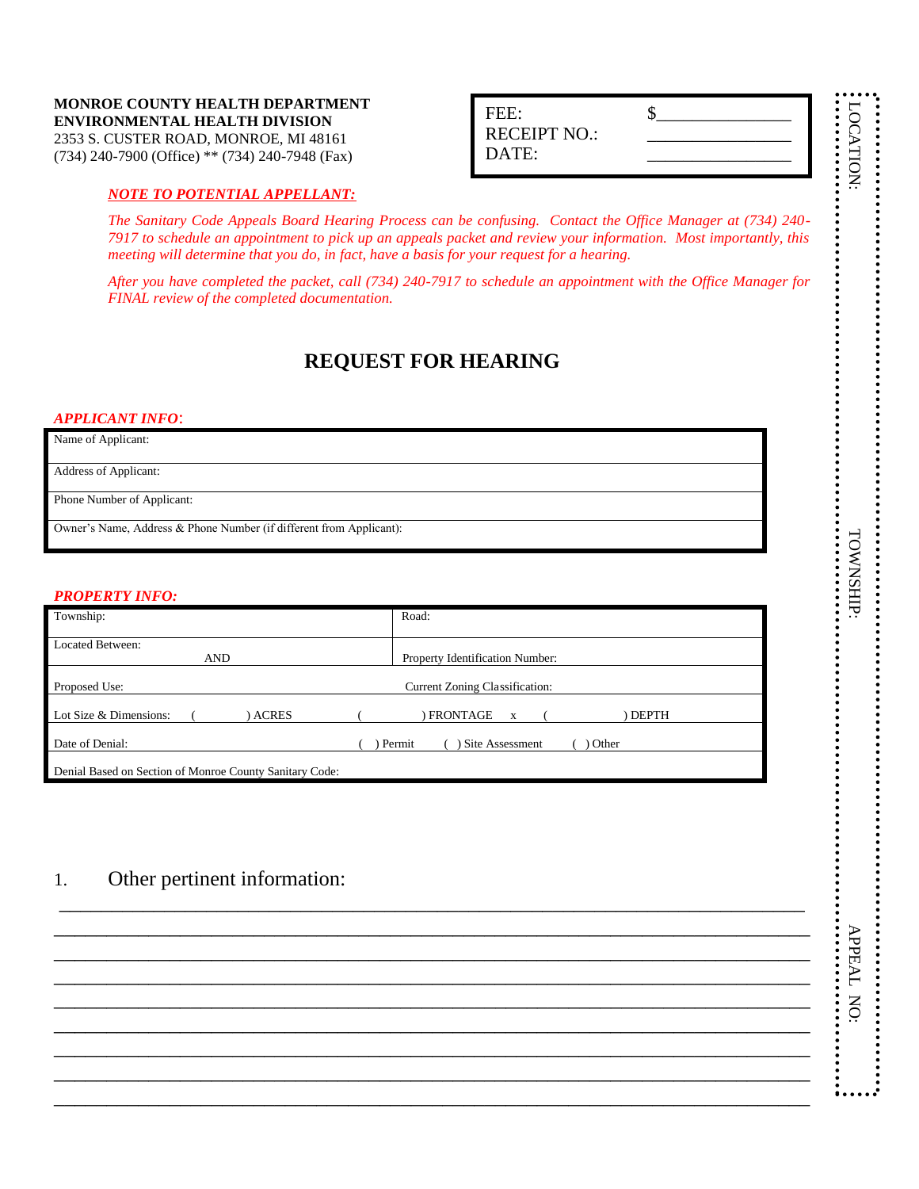**MONROE COUNTY HEALTH DEPARTMENT**
**ENVIRONMENTAL HEALTH DIVISION**
2353 S. CUSTER ROAD, MONROE, MI 48161
(734) 240-7900 (Office) ** (734) 240-7948 (Fax)

| | |
|---|---|
| FEE: | $_______________ |
| RECEIPT NO.: | _______________ |
| DATE: | _______________ |

LOCATION:

TOWNSHIP:

APPEAL NO:

***NOTE TO POTENTIAL APPELLANT:***

*The Sanitary Code Appeals Board Hearing Process can be confusing. Contact the Office Manager at (734) 240-7917 to schedule an appointment to pick up an appeals packet and review your information. Most importantly, this meeting will determine that you do, in fact, have a basis for your request for a hearing.*

*After you have completed the packet, call (734) 240-7917 to schedule an appointment with the Office Manager for FINAL review of the completed documentation.*

# REQUEST FOR HEARING

***APPLICANT INFO:***

| |
|---|
| Name of Applicant: |
| Address of Applicant: |
| Phone Number of Applicant: |
| Owner's Name, Address & Phone Number (if different from Applicant): |

***PROPERTY INFO:***

| | |
|---|---|
| Township: | Road: |
| Located Between: AND | Property Identification Number: |
| Proposed Use: | Current Zoning Classification: |
| Lot Size & Dimensions: ( ) ACRES | ( ) FRONTAGE x ( ) DEPTH |
| Date of Denial: | ( ) Permit ( ) Site Assessment ( ) Other |
| Denial Based on Section of Monroe County Sanitary Code: | |

1. Other pertinent information:

_______________________________________________________________________________

_______________________________________________________________________________

_______________________________________________________________________________

_______________________________________________________________________________

_______________________________________________________________________________

_______________________________________________________________________________

_______________________________________________________________________________

_______________________________________________________________________________

_______________________________________________________________________________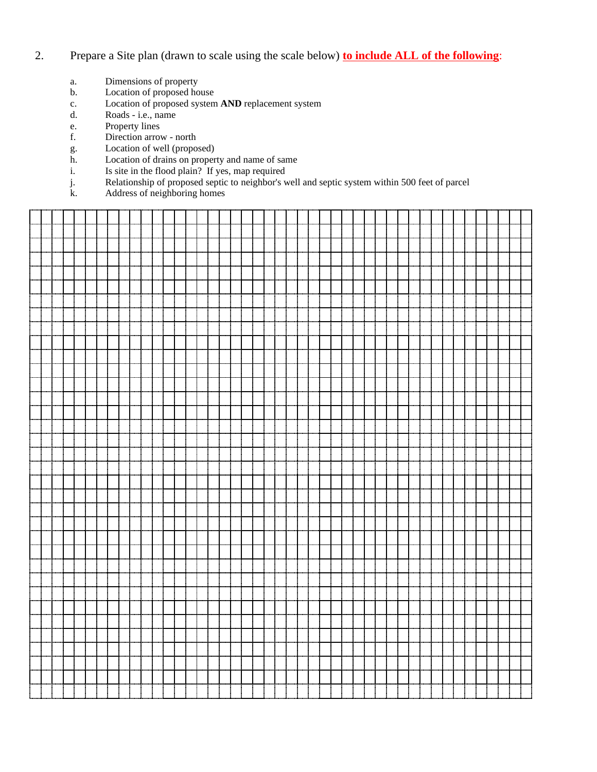2. Prepare a Site plan (drawn to scale using the scale below) **to include ALL of the following**:

a. Dimensions of property
b. Location of proposed house
c. Location of proposed system **AND** replacement system
d. Roads - i.e., name
e. Property lines
f. Direction arrow - north
g. Location of well (proposed)
h. Location of drains on property and name of same
i. Is site in the flood plain? If yes, map required
j. Relationship of proposed septic to neighbor's well and septic system within 500 feet of parcel
k. Address of neighboring homes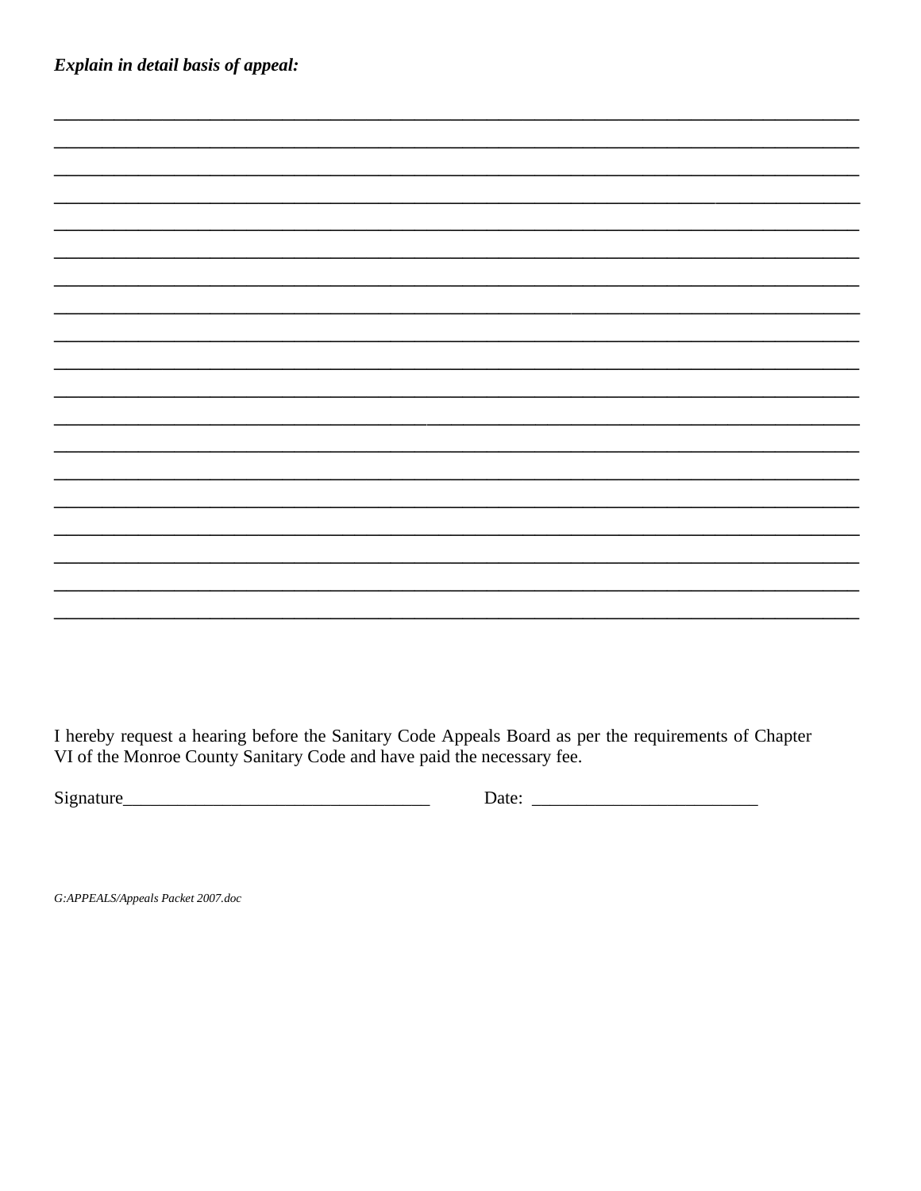***Explain in detail basis of appeal:***

_______________________________________________________________________________
_______________________________________________________________________________
_______________________________________________________________________________
_______________________________________________________________________________
_______________________________________________________________________________
_______________________________________________________________________________
_______________________________________________________________________________
_______________________________________________________________________________
_______________________________________________________________________________
_______________________________________________________________________________
_______________________________________________________________________________
_______________________________________________________________________________
_______________________________________________________________________________
_______________________________________________________________________________
_______________________________________________________________________________
_______________________________________________________________________________
_______________________________________________________________________________
_______________________________________________________________________________
_______________________________________________________________________________

I hereby request a hearing before the Sanitary Code Appeals Board as per the requirements of Chapter VI of the Monroe County Sanitary Code and have paid the necessary fee.

Signature_________________________________ Date: ________________________

*G:APPEALS/Appeals Packet 2007.doc*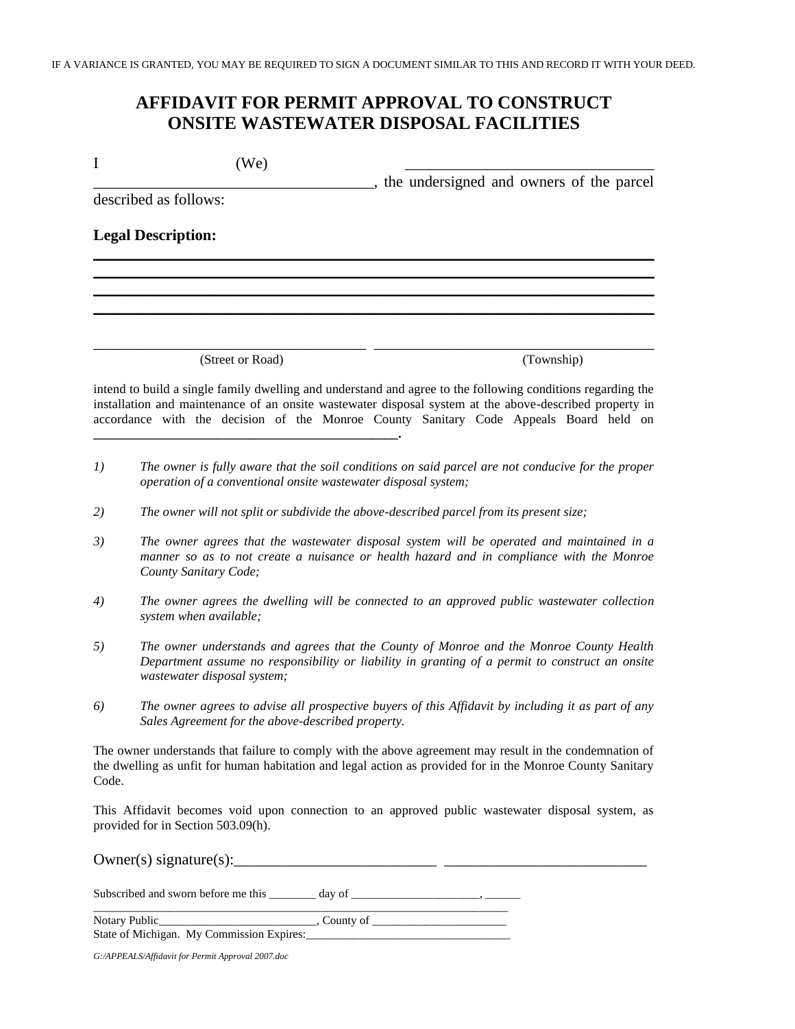IF A VARIANCE IS GRANTED, YOU MAY BE REQUIRED TO SIGN A DOCUMENT SIMILAR TO THIS AND RECORD IT WITH YOUR DEED.

# AFFIDAVIT FOR PERMIT APPROVAL TO CONSTRUCT ONSITE WASTEWATER DISPOSAL FACILITIES

I (We) ________________________________ ____________________________________, the undersigned and owners of the parcel described as follows:

**Legal Description:**

______________________________________________________________________

______________________________________________________________________

______________________________________________________________________

______________________________________________________________________

________________________________________ ________________________________________
(Street or Road) (Township)

intend to build a single family dwelling and understand and agree to the following conditions regarding the installation and maintenance of an onsite wastewater disposal system at the above-described property in accordance with the decision of the Monroe County Sanitary Code Appeals Board held on ____________________________________________.

1) *The owner is fully aware that the soil conditions on said parcel are not conducive for the proper operation of a conventional onsite wastewater disposal system;*

2) *The owner will not split or subdivide the above-described parcel from its present size;*

3) *The owner agrees that the wastewater disposal system will be operated and maintained in a manner so as to not create a nuisance or health hazard and in compliance with the Monroe County Sanitary Code;*

4) *The owner agrees the dwelling will be connected to an approved public wastewater collection system when available;*

5) *The owner understands and agrees that the County of Monroe and the Monroe County Health Department assume no responsibility or liability in granting of a permit to construct an onsite wastewater disposal system;*

6) *The owner agrees to advise all prospective buyers of this Affidavit by including it as part of any Sales Agreement for the above-described property.*

The owner understands that failure to comply with the above agreement may result in the condemnation of the dwelling as unfit for human habitation and legal action as provided for in the Monroe County Sanitary Code.

This Affidavit becomes void upon connection to an approved public wastewater disposal system, as provided for in Section 503.09(h).

Owner(s) signature(s):___________________________ ___________________________

Subscribed and sworn before me this ________ day of _____________________, ______

______________________________________________________________________

Notary Public___________________________, County of _______________________
State of Michigan. My Commission Expires:___________________________________

*G:/APPEALS/Affidavit for Permit Approval 2007.doc*